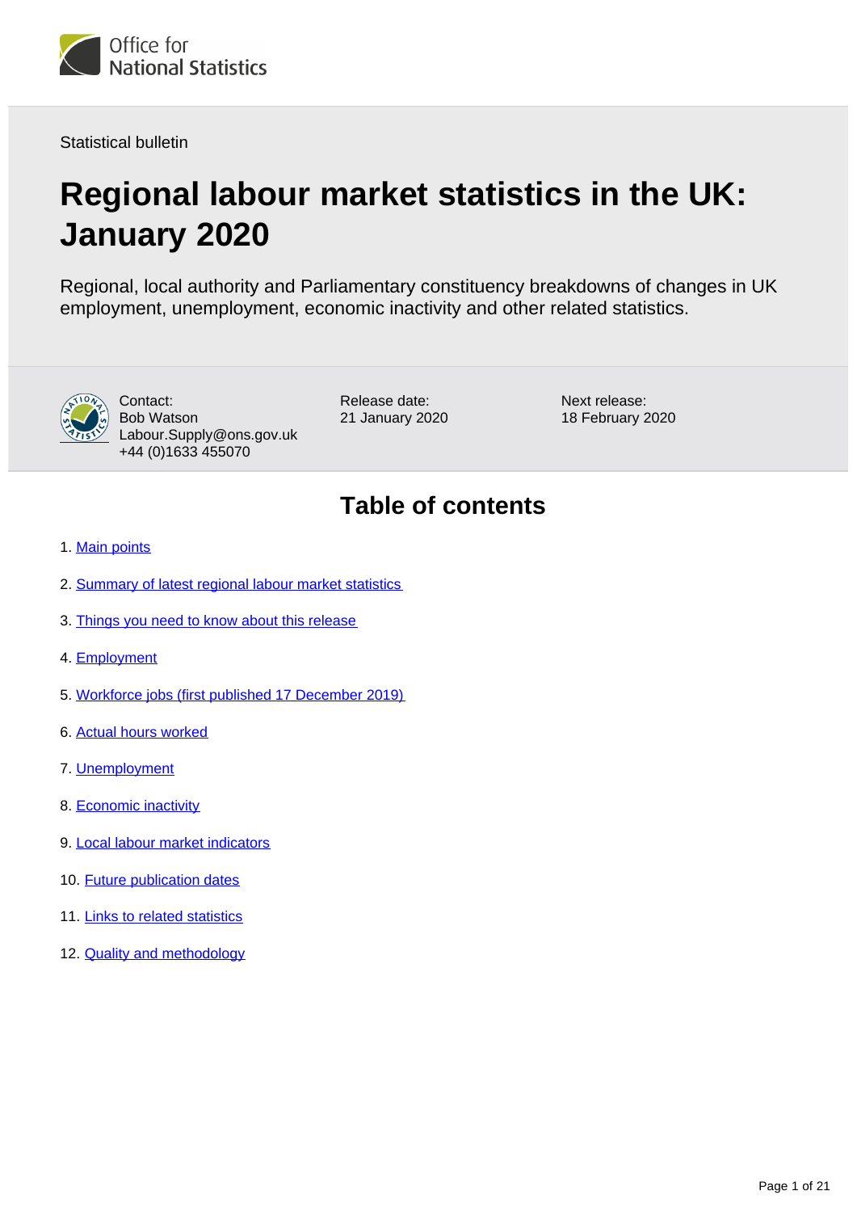Office for National Statistics

Statistical bulletin

# Regional labour market statistics in the UK: January 2020

Regional, local authority and Parliamentary constituency breakdowns of changes in UK employment, unemployment, economic inactivity and other related statistics.

Contact:
Bob Watson
Labour.Supply@ons.gov.uk
+44 (0)1633 455070

Release date:
21 January 2020

Next release:
18 February 2020

## Table of contents

1. Main points
2. Summary of latest regional labour market statistics
3. Things you need to know about this release
4. Employment
5. Workforce jobs (first published 17 December 2019)
6. Actual hours worked
7. Unemployment
8. Economic inactivity
9. Local labour market indicators
10. Future publication dates
11. Links to related statistics
12. Quality and methodology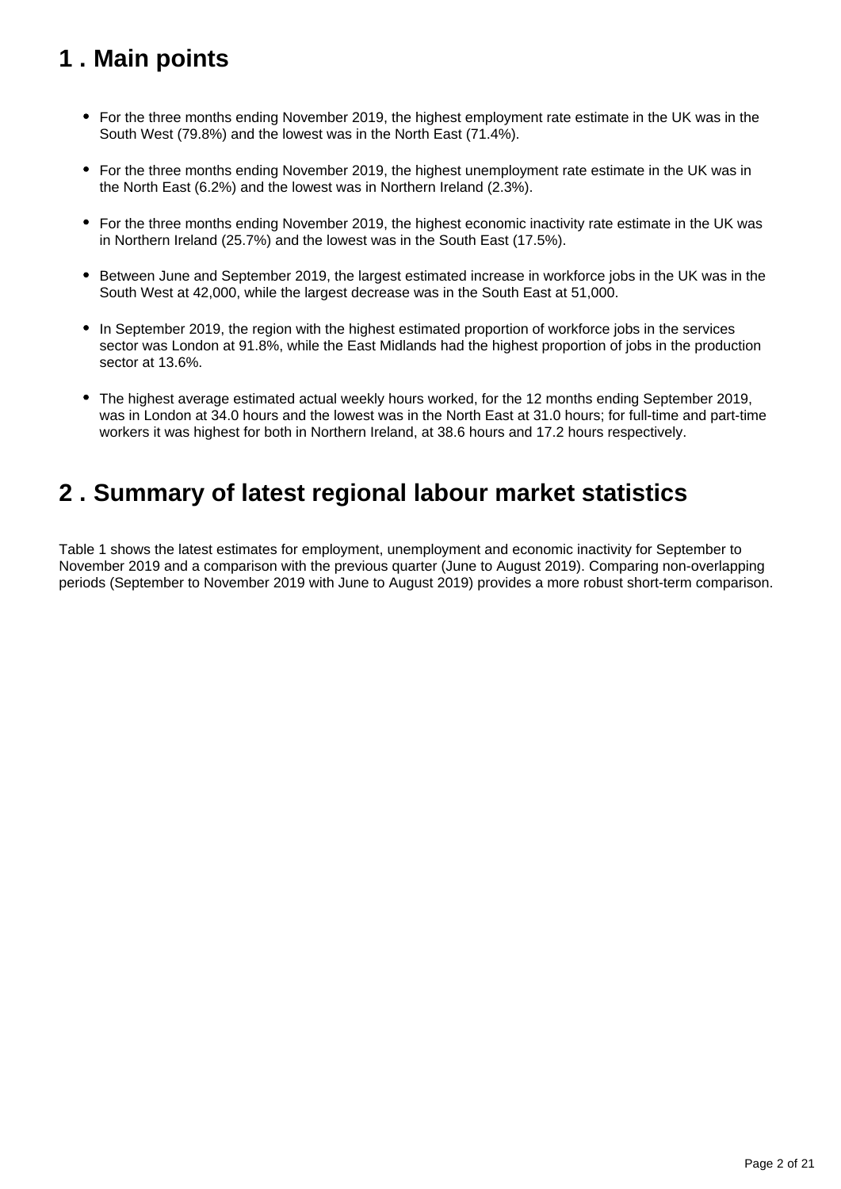# 1 . Main points

- For the three months ending November 2019, the highest employment rate estimate in the UK was in the South West (79.8%) and the lowest was in the North East (71.4%).
- For the three months ending November 2019, the highest unemployment rate estimate in the UK was in the North East (6.2%) and the lowest was in Northern Ireland (2.3%).
- For the three months ending November 2019, the highest economic inactivity rate estimate in the UK was in Northern Ireland (25.7%) and the lowest was in the South East (17.5%).
- Between June and September 2019, the largest estimated increase in workforce jobs in the UK was in the South West at 42,000, while the largest decrease was in the South East at 51,000.
- In September 2019, the region with the highest estimated proportion of workforce jobs in the services sector was London at 91.8%, while the East Midlands had the highest proportion of jobs in the production sector at 13.6%.
- The highest average estimated actual weekly hours worked, for the 12 months ending September 2019, was in London at 34.0 hours and the lowest was in the North East at 31.0 hours; for full-time and part-time workers it was highest for both in Northern Ireland, at 38.6 hours and 17.2 hours respectively.

# 2 . Summary of latest regional labour market statistics

Table 1 shows the latest estimates for employment, unemployment and economic inactivity for September to November 2019 and a comparison with the previous quarter (June to August 2019). Comparing non-overlapping periods (September to November 2019 with June to August 2019) provides a more robust short-term comparison.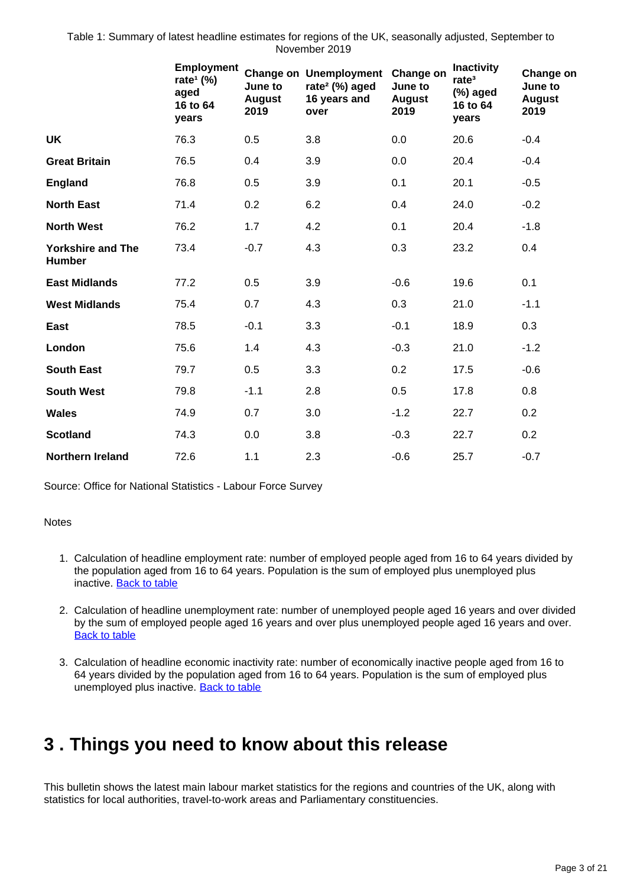Table 1: Summary of latest headline estimates for regions of the UK, seasonally adjusted, September to November 2019

| | Employment rate[1] (%) aged 16 to 64 years | Change on June to August 2019 | Unemployment rate[2] (%) aged 16 years and over | Change on June to August 2019 | Inactivity rate[3] (%) aged 16 to 64 years | Change on June to August 2019 |
|---|---|---|---|---|---|---|
| **UK** | 76.3 | 0.5 | 3.8 | 0.0 | 20.6 | -0.4 |
| **Great Britain** | 76.5 | 0.4 | 3.9 | 0.0 | 20.4 | -0.4 |
| **England** | 76.8 | 0.5 | 3.9 | 0.1 | 20.1 | -0.5 |
| **North East** | 71.4 | 0.2 | 6.2 | 0.4 | 24.0 | -0.2 |
| **North West** | 76.2 | 1.7 | 4.2 | 0.1 | 20.4 | -1.8 |
| **Yorkshire and The Humber** | 73.4 | -0.7 | 4.3 | 0.3 | 23.2 | 0.4 |
| **East Midlands** | 77.2 | 0.5 | 3.9 | -0.6 | 19.6 | 0.1 |
| **West Midlands** | 75.4 | 0.7 | 4.3 | 0.3 | 21.0 | -1.1 |
| **East** | 78.5 | -0.1 | 3.3 | -0.1 | 18.9 | 0.3 |
| **London** | 75.6 | 1.4 | 4.3 | -0.3 | 21.0 | -1.2 |
| **South East** | 79.7 | 0.5 | 3.3 | 0.2 | 17.5 | -0.6 |
| **South West** | 79.8 | -1.1 | 2.8 | 0.5 | 17.8 | 0.8 |
| **Wales** | 74.9 | 0.7 | 3.0 | -1.2 | 22.7 | 0.2 |
| **Scotland** | 74.3 | 0.0 | 3.8 | -0.3 | 22.7 | 0.2 |
| **Northern Ireland** | 72.6 | 1.1 | 2.3 | -0.6 | 25.7 | -0.7 |

Source: Office for National Statistics - Labour Force Survey

Notes

1. Calculation of headline employment rate: number of employed people aged from 16 to 64 years divided by the population aged from 16 to 64 years. Population is the sum of employed plus unemployed plus inactive. Back to table
2. Calculation of headline unemployment rate: number of unemployed people aged 16 years and over divided by the sum of employed people aged 16 years and over plus unemployed people aged 16 years and over. Back to table
3. Calculation of headline economic inactivity rate: number of economically inactive people aged from 16 to 64 years divided by the population aged from 16 to 64 years. Population is the sum of employed plus unemployed plus inactive. Back to table

# 3 . Things you need to know about this release

This bulletin shows the latest main labour market statistics for the regions and countries of the UK, along with statistics for local authorities, travel-to-work areas and Parliamentary constituencies.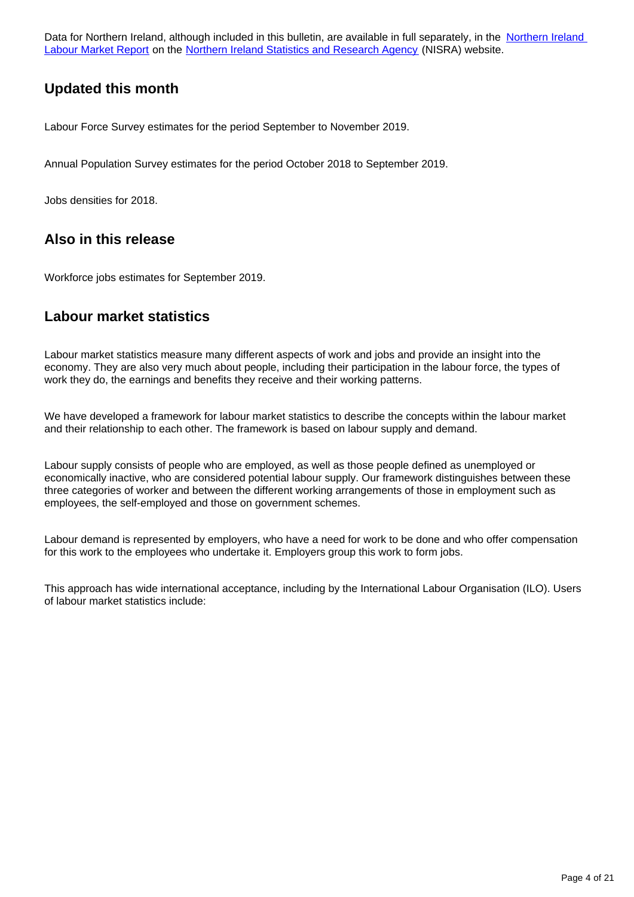Data for Northern Ireland, although included in this bulletin, are available in full separately, in the [Northern Ireland Labour Market Report] on the [Northern Ireland Statistics and Research Agency] (NISRA) website.

## Updated this month

Labour Force Survey estimates for the period September to November 2019.

Annual Population Survey estimates for the period October 2018 to September 2019.

Jobs densities for 2018.

## Also in this release

Workforce jobs estimates for September 2019.

## Labour market statistics

Labour market statistics measure many different aspects of work and jobs and provide an insight into the economy. They are also very much about people, including their participation in the labour force, the types of work they do, the earnings and benefits they receive and their working patterns.

We have developed a framework for labour market statistics to describe the concepts within the labour market and their relationship to each other. The framework is based on labour supply and demand.

Labour supply consists of people who are employed, as well as those people defined as unemployed or economically inactive, who are considered potential labour supply. Our framework distinguishes between these three categories of worker and between the different working arrangements of those in employment such as employees, the self-employed and those on government schemes.

Labour demand is represented by employers, who have a need for work to be done and who offer compensation for this work to the employees who undertake it. Employers group this work to form jobs.

This approach has wide international acceptance, including by the International Labour Organisation (ILO). Users of labour market statistics include: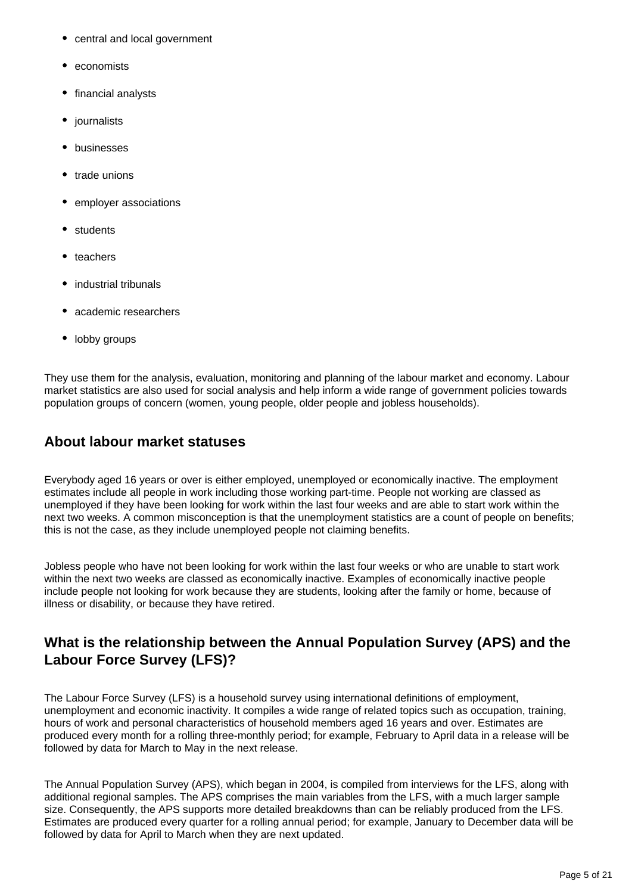- central and local government
- economists
- financial analysts
- journalists
- businesses
- trade unions
- employer associations
- students
- teachers
- industrial tribunals
- academic researchers
- lobby groups

They use them for the analysis, evaluation, monitoring and planning of the labour market and economy. Labour market statistics are also used for social analysis and help inform a wide range of government policies towards population groups of concern (women, young people, older people and jobless households).

## About labour market statuses

Everybody aged 16 years or over is either employed, unemployed or economically inactive. The employment estimates include all people in work including those working part-time. People not working are classed as unemployed if they have been looking for work within the last four weeks and are able to start work within the next two weeks. A common misconception is that the unemployment statistics are a count of people on benefits; this is not the case, as they include unemployed people not claiming benefits.

Jobless people who have not been looking for work within the last four weeks or who are unable to start work within the next two weeks are classed as economically inactive. Examples of economically inactive people include people not looking for work because they are students, looking after the family or home, because of illness or disability, or because they have retired.

## What is the relationship between the Annual Population Survey (APS) and the Labour Force Survey (LFS)?

The Labour Force Survey (LFS) is a household survey using international definitions of employment, unemployment and economic inactivity. It compiles a wide range of related topics such as occupation, training, hours of work and personal characteristics of household members aged 16 years and over. Estimates are produced every month for a rolling three-monthly period; for example, February to April data in a release will be followed by data for March to May in the next release.

The Annual Population Survey (APS), which began in 2004, is compiled from interviews for the LFS, along with additional regional samples. The APS comprises the main variables from the LFS, with a much larger sample size. Consequently, the APS supports more detailed breakdowns than can be reliably produced from the LFS. Estimates are produced every quarter for a rolling annual period; for example, January to December data will be followed by data for April to March when they are next updated.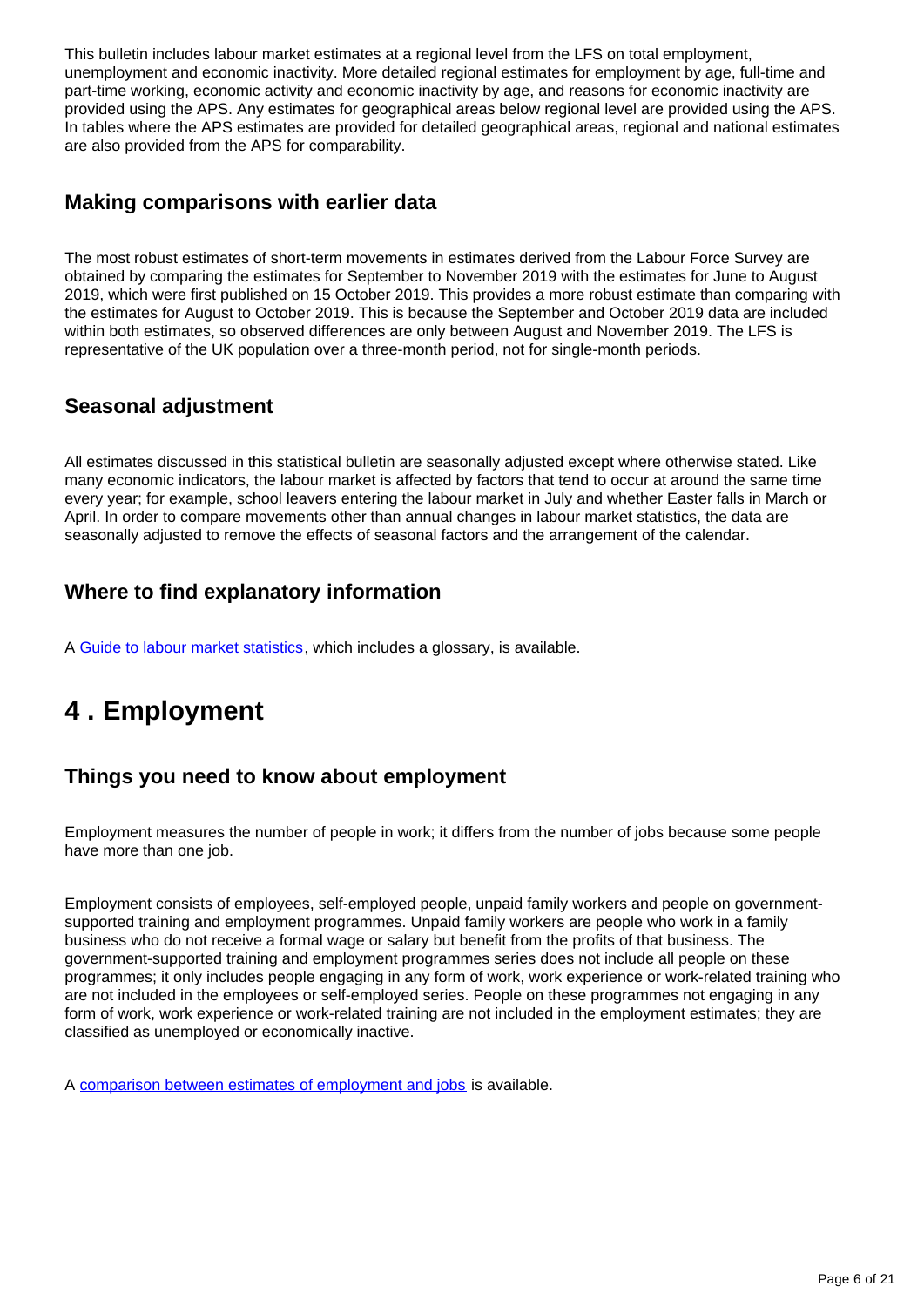This bulletin includes labour market estimates at a regional level from the LFS on total employment, unemployment and economic inactivity. More detailed regional estimates for employment by age, full-time and part-time working, economic activity and economic inactivity by age, and reasons for economic inactivity are provided using the APS. Any estimates for geographical areas below regional level are provided using the APS. In tables where the APS estimates are provided for detailed geographical areas, regional and national estimates are also provided from the APS for comparability.

### Making comparisons with earlier data

The most robust estimates of short-term movements in estimates derived from the Labour Force Survey are obtained by comparing the estimates for September to November 2019 with the estimates for June to August 2019, which were first published on 15 October 2019. This provides a more robust estimate than comparing with the estimates for August to October 2019. This is because the September and October 2019 data are included within both estimates, so observed differences are only between August and November 2019. The LFS is representative of the UK population over a three-month period, not for single-month periods.

### Seasonal adjustment

All estimates discussed in this statistical bulletin are seasonally adjusted except where otherwise stated. Like many economic indicators, the labour market is affected by factors that tend to occur at around the same time every year; for example, school leavers entering the labour market in July and whether Easter falls in March or April. In order to compare movements other than annual changes in labour market statistics, the data are seasonally adjusted to remove the effects of seasonal factors and the arrangement of the calendar.

### Where to find explanatory information

A [Guide to labour market statistics](), which includes a glossary, is available.

## 4 . Employment

### Things you need to know about employment

Employment measures the number of people in work; it differs from the number of jobs because some people have more than one job.

Employment consists of employees, self-employed people, unpaid family workers and people on government-supported training and employment programmes. Unpaid family workers are people who work in a family business who do not receive a formal wage or salary but benefit from the profits of that business. The government-supported training and employment programmes series does not include all people on these programmes; it only includes people engaging in any form of work, work experience or work-related training who are not included in the employees or self-employed series. People on these programmes not engaging in any form of work, work experience or work-related training are not included in the employment estimates; they are classified as unemployed or economically inactive.

A [comparison between estimates of employment and jobs]() is available.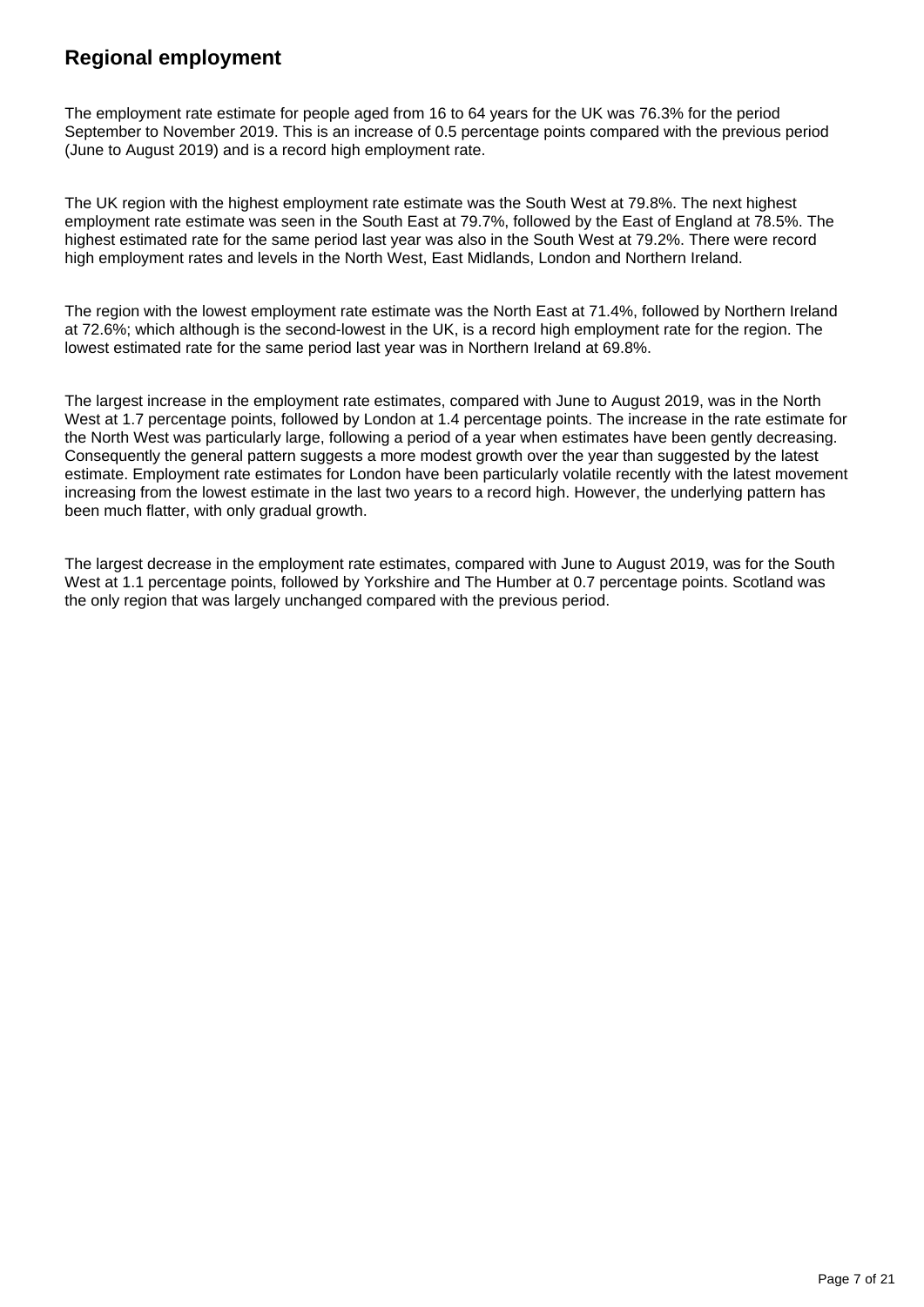## Regional employment

The employment rate estimate for people aged from 16 to 64 years for the UK was 76.3% for the period September to November 2019. This is an increase of 0.5 percentage points compared with the previous period (June to August 2019) and is a record high employment rate.

The UK region with the highest employment rate estimate was the South West at 79.8%. The next highest employment rate estimate was seen in the South East at 79.7%, followed by the East of England at 78.5%. The highest estimated rate for the same period last year was also in the South West at 79.2%. There were record high employment rates and levels in the North West, East Midlands, London and Northern Ireland.

The region with the lowest employment rate estimate was the North East at 71.4%, followed by Northern Ireland at 72.6%; which although is the second-lowest in the UK, is a record high employment rate for the region. The lowest estimated rate for the same period last year was in Northern Ireland at 69.8%.

The largest increase in the employment rate estimates, compared with June to August 2019, was in the North West at 1.7 percentage points, followed by London at 1.4 percentage points. The increase in the rate estimate for the North West was particularly large, following a period of a year when estimates have been gently decreasing. Consequently the general pattern suggests a more modest growth over the year than suggested by the latest estimate. Employment rate estimates for London have been particularly volatile recently with the latest movement increasing from the lowest estimate in the last two years to a record high. However, the underlying pattern has been much flatter, with only gradual growth.

The largest decrease in the employment rate estimates, compared with June to August 2019, was for the South West at 1.1 percentage points, followed by Yorkshire and The Humber at 0.7 percentage points. Scotland was the only region that was largely unchanged compared with the previous period.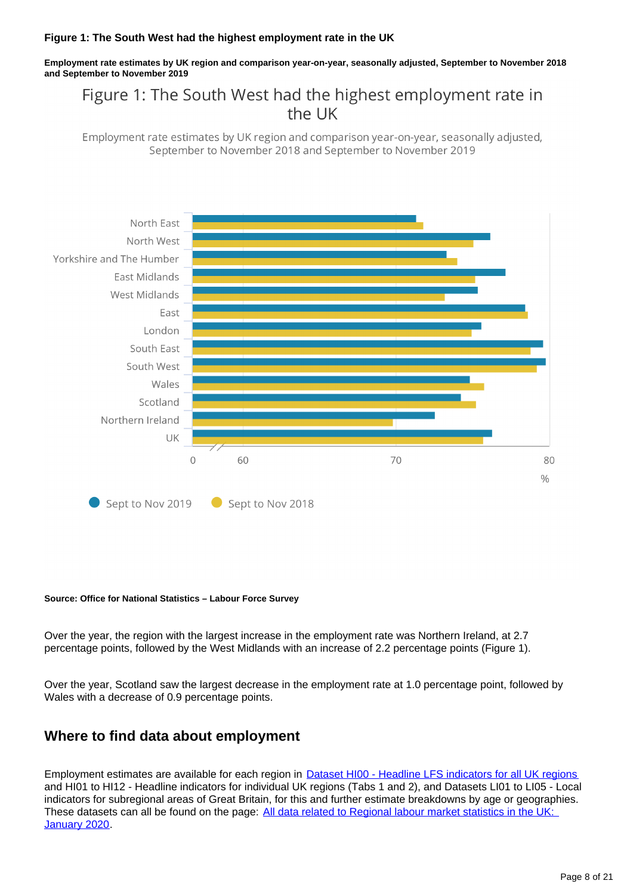**Figure 1: The South West had the highest employment rate in the UK**

**Employment rate estimates by UK region and comparison year-on-year, seasonally adjusted, September to November 2018 and September to November 2019**

Figure 1: The South West had the highest employment rate in the UK

Employment rate estimates by UK region and comparison year-on-year, seasonally adjusted, September to November 2018 and September to November 2019

North East
North West
Yorkshire and The Humber
East Midlands
West Midlands
East
London
South East
South West
Wales
Scotland
Northern Ireland
UK

0 60 70 80
%

Sept to Nov 2019   Sept to Nov 2018

**Source: Office for National Statistics – Labour Force Survey**

Over the year, the region with the largest increase in the employment rate was Northern Ireland, at 2.7 percentage points, followed by the West Midlands with an increase of 2.2 percentage points (Figure 1).

Over the year, Scotland saw the largest decrease in the employment rate at 1.0 percentage point, followed by Wales with a decrease of 0.9 percentage points.

## Where to find data about employment

Employment estimates are available for each region in [Dataset HI00 - Headline LFS indicators for all UK regions](#) and HI01 to HI12 - Headline indicators for individual UK regions (Tabs 1 and 2), and Datasets LI01 to LI05 - Local indicators for subregional areas of Great Britain, for this and further estimate breakdowns by age or geographies. These datasets can all be found on the page: [All data related to Regional labour market statistics in the UK: January 2020](#).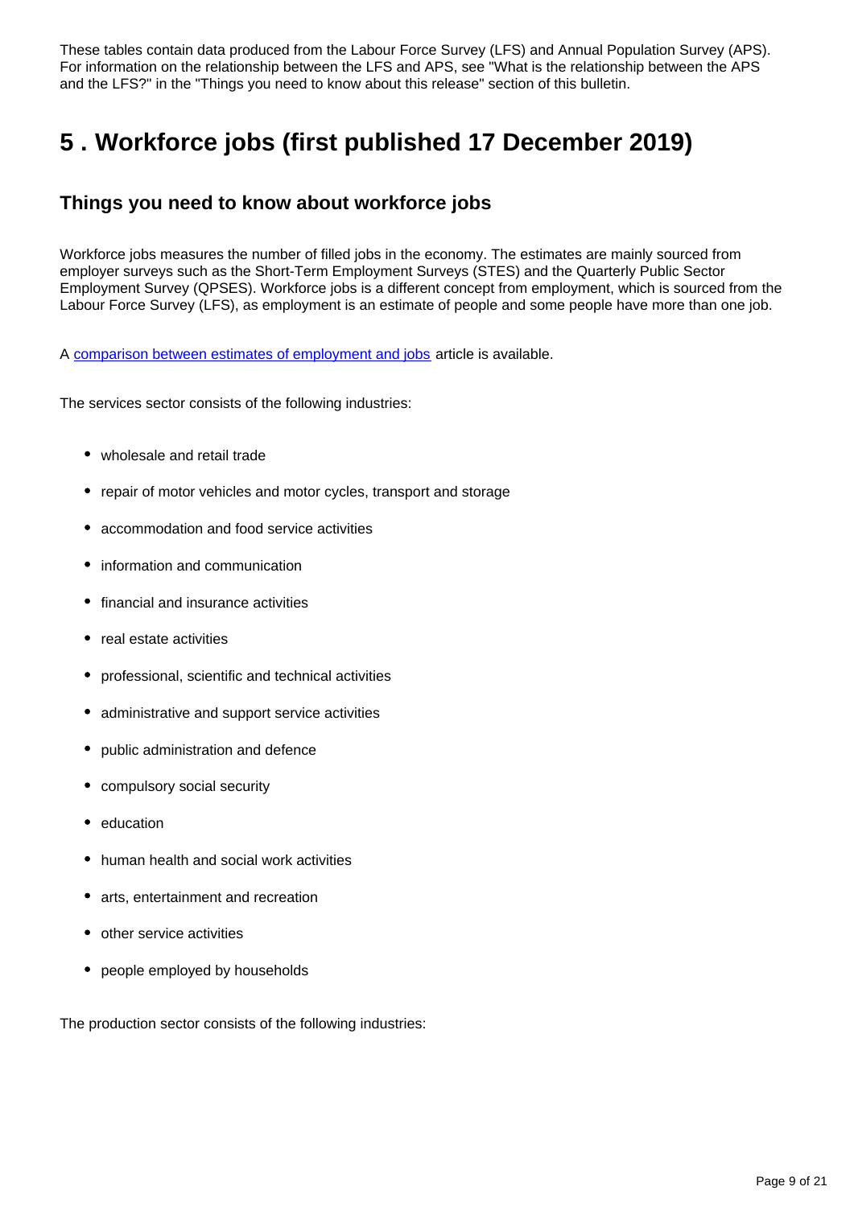These tables contain data produced from the Labour Force Survey (LFS) and Annual Population Survey (APS). For information on the relationship between the LFS and APS, see "What is the relationship between the APS and the LFS?" in the "Things you need to know about this release" section of this bulletin.

## 5 . Workforce jobs (first published 17 December 2019)

### Things you need to know about workforce jobs

Workforce jobs measures the number of filled jobs in the economy. The estimates are mainly sourced from employer surveys such as the Short-Term Employment Surveys (STES) and the Quarterly Public Sector Employment Survey (QPSES). Workforce jobs is a different concept from employment, which is sourced from the Labour Force Survey (LFS), as employment is an estimate of people and some people have more than one job.

A comparison between estimates of employment and jobs article is available.

The services sector consists of the following industries:

- wholesale and retail trade
- repair of motor vehicles and motor cycles, transport and storage
- accommodation and food service activities
- information and communication
- financial and insurance activities
- real estate activities
- professional, scientific and technical activities
- administrative and support service activities
- public administration and defence
- compulsory social security
- education
- human health and social work activities
- arts, entertainment and recreation
- other service activities
- people employed by households

The production sector consists of the following industries: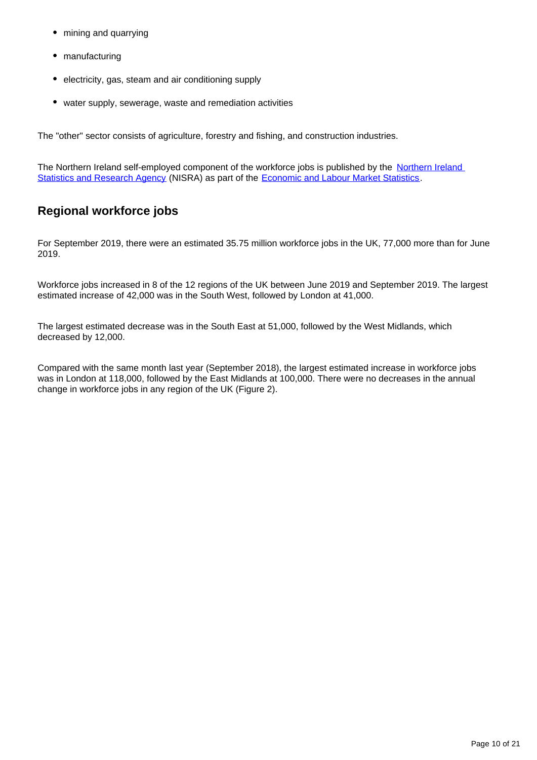- mining and quarrying
- manufacturing
- electricity, gas, steam and air conditioning supply
- water supply, sewerage, waste and remediation activities

The "other" sector consists of agriculture, forestry and fishing, and construction industries.

The Northern Ireland self-employed component of the workforce jobs is published by the [Northern Ireland Statistics and Research Agency](#) (NISRA) as part of the [Economic and Labour Market Statistics](#).

## Regional workforce jobs

For September 2019, there were an estimated 35.75 million workforce jobs in the UK, 77,000 more than for June 2019.

Workforce jobs increased in 8 of the 12 regions of the UK between June 2019 and September 2019. The largest estimated increase of 42,000 was in the South West, followed by London at 41,000.

The largest estimated decrease was in the South East at 51,000, followed by the West Midlands, which decreased by 12,000.

Compared with the same month last year (September 2018), the largest estimated increase in workforce jobs was in London at 118,000, followed by the East Midlands at 100,000. There were no decreases in the annual change in workforce jobs in any region of the UK (Figure 2).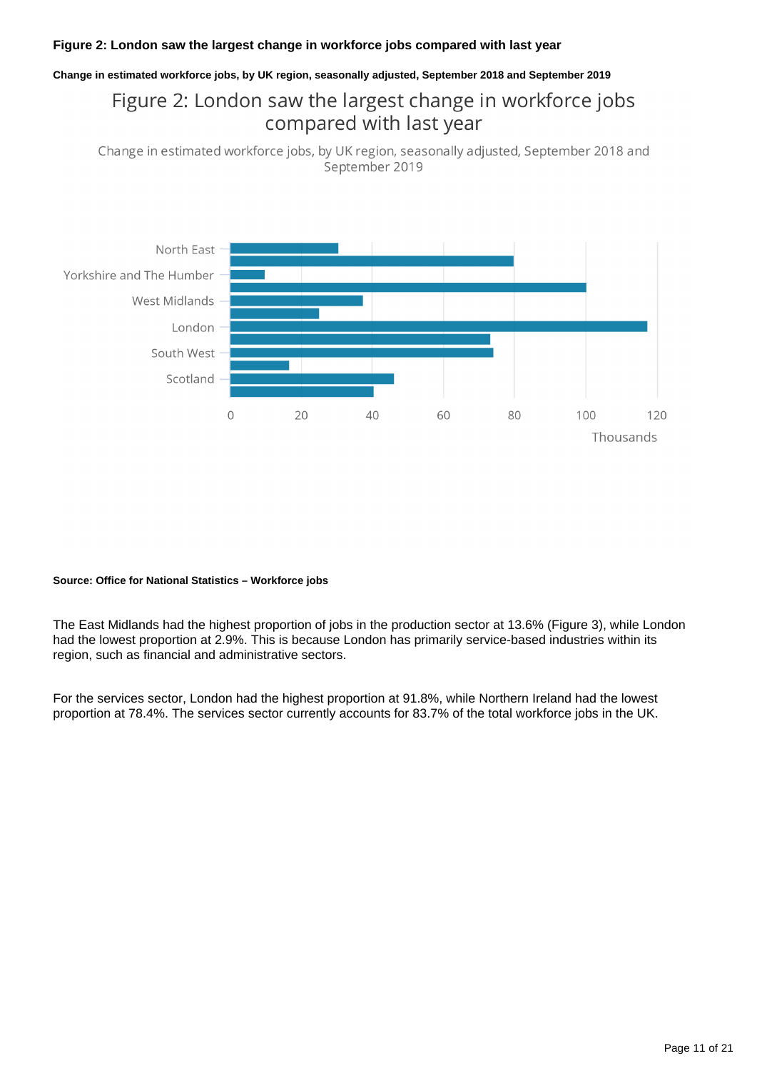**Figure 2: London saw the largest change in workforce jobs compared with last year**

**Change in estimated workforce jobs, by UK region, seasonally adjusted, September 2018 and September 2019**

**Source: Office for National Statistics – Workforce jobs**

The East Midlands had the highest proportion of jobs in the production sector at 13.6% (Figure 3), while London had the lowest proportion at 2.9%. This is because London has primarily service-based industries within its region, such as financial and administrative sectors.

For the services sector, London had the highest proportion at 91.8%, while Northern Ireland had the lowest proportion at 78.4%. The services sector currently accounts for 83.7% of the total workforce jobs in the UK.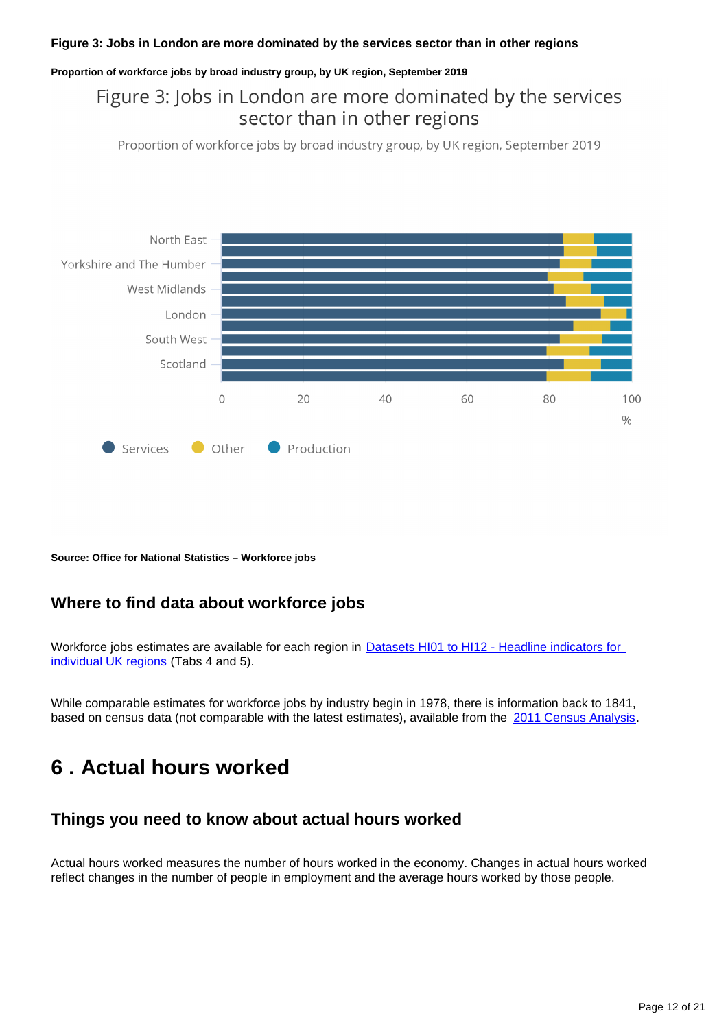**Figure 3: Jobs in London are more dominated by the services sector than in other regions**

**Proportion of workforce jobs by broad industry group, by UK region, September 2019**

Figure 3: Jobs in London are more dominated by the services sector than in other regions

Proportion of workforce jobs by broad industry group, by UK region, September 2019

North East

Yorkshire and The Humber

West Midlands

London

South West

Scotland

0 20 40 60 80 100

%

Services Other Production

**Source: Office for National Statistics – Workforce jobs**

### Where to find data about workforce jobs

Workforce jobs estimates are available for each region in Datasets HI01 to HI12 - Headline indicators for individual UK regions (Tabs 4 and 5).

While comparable estimates for workforce jobs by industry begin in 1978, there is information back to 1841, based on census data (not comparable with the latest estimates), available from the 2011 Census Analysis.

## 6 . Actual hours worked

### Things you need to know about actual hours worked

Actual hours worked measures the number of hours worked in the economy. Changes in actual hours worked reflect changes in the number of people in employment and the average hours worked by those people.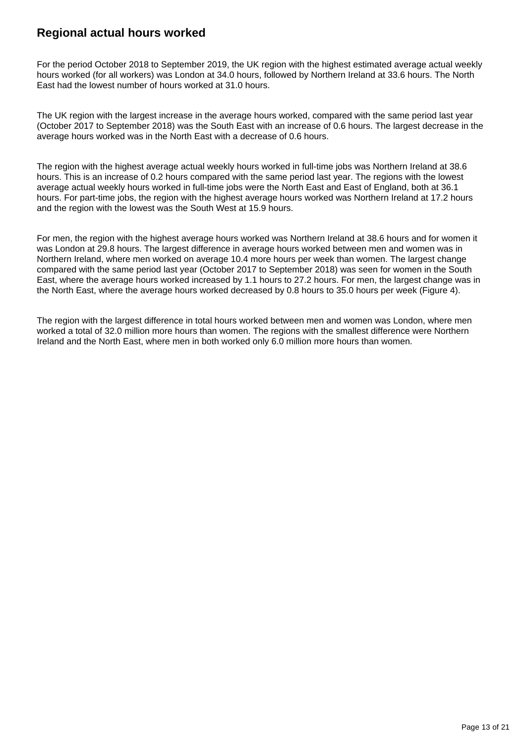## Regional actual hours worked

For the period October 2018 to September 2019, the UK region with the highest estimated average actual weekly hours worked (for all workers) was London at 34.0 hours, followed by Northern Ireland at 33.6 hours. The North East had the lowest number of hours worked at 31.0 hours.

The UK region with the largest increase in the average hours worked, compared with the same period last year (October 2017 to September 2018) was the South East with an increase of 0.6 hours. The largest decrease in the average hours worked was in the North East with a decrease of 0.6 hours.

The region with the highest average actual weekly hours worked in full-time jobs was Northern Ireland at 38.6 hours. This is an increase of 0.2 hours compared with the same period last year. The regions with the lowest average actual weekly hours worked in full-time jobs were the North East and East of England, both at 36.1 hours. For part-time jobs, the region with the highest average hours worked was Northern Ireland at 17.2 hours and the region with the lowest was the South West at 15.9 hours.

For men, the region with the highest average hours worked was Northern Ireland at 38.6 hours and for women it was London at 29.8 hours. The largest difference in average hours worked between men and women was in Northern Ireland, where men worked on average 10.4 more hours per week than women. The largest change compared with the same period last year (October 2017 to September 2018) was seen for women in the South East, where the average hours worked increased by 1.1 hours to 27.2 hours. For men, the largest change was in the North East, where the average hours worked decreased by 0.8 hours to 35.0 hours per week (Figure 4).

The region with the largest difference in total hours worked between men and women was London, where men worked a total of 32.0 million more hours than women. The regions with the smallest difference were Northern Ireland and the North East, where men in both worked only 6.0 million more hours than women.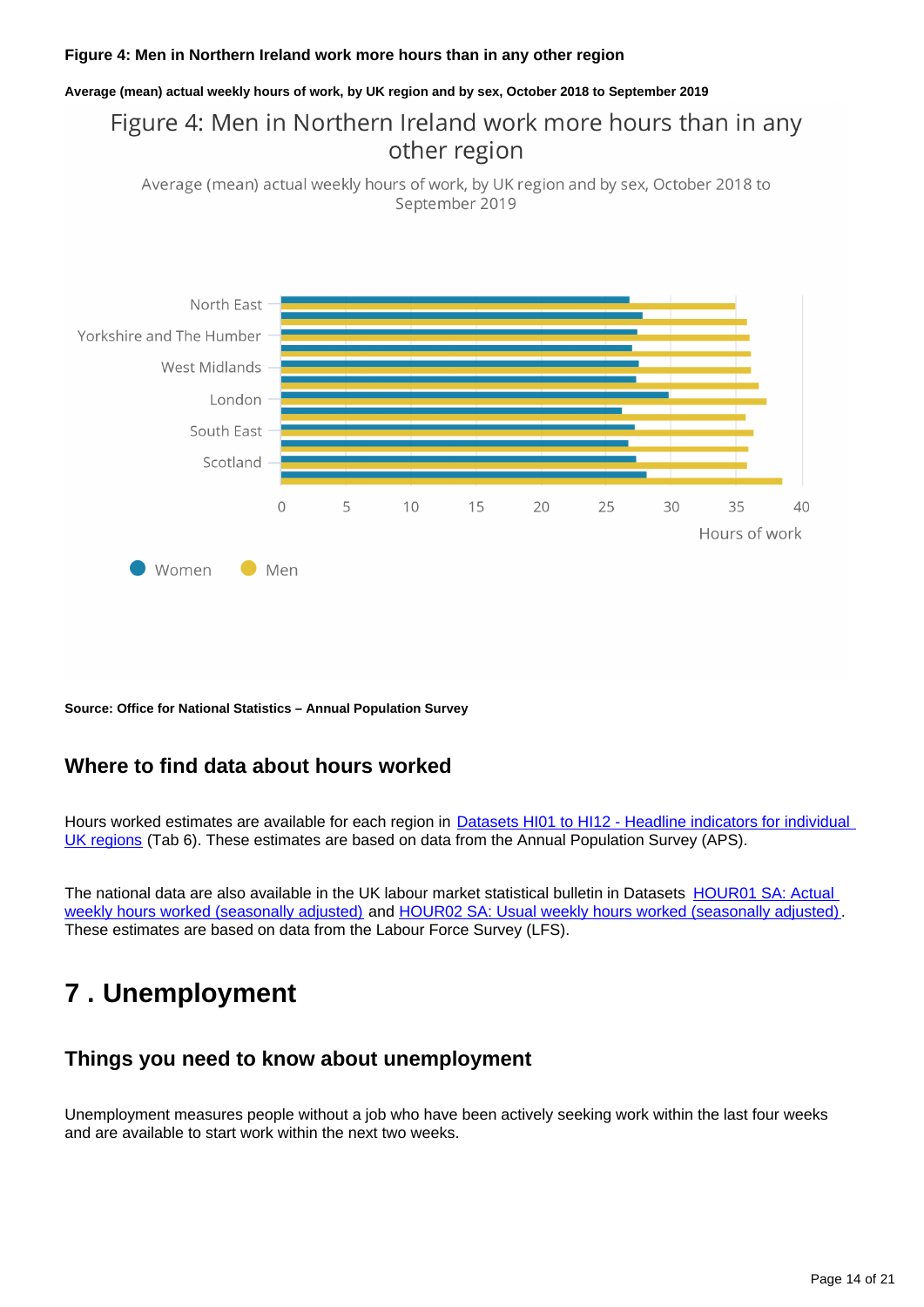#### Figure 4: Men in Northern Ireland work more hours than in any other region

##### Average (mean) actual weekly hours of work, by UK region and by sex, October 2018 to September 2019

Source: Office for National Statistics – Annual Population Survey

### Where to find data about hours worked

Hours worked estimates are available for each region in Datasets HI01 to HI12 - Headline indicators for individual UK regions (Tab 6). These estimates are based on data from the Annual Population Survey (APS).

The national data are also available in the UK labour market statistical bulletin in Datasets HOUR01 SA: Actual weekly hours worked (seasonally adjusted) and HOUR02 SA: Usual weekly hours worked (seasonally adjusted). These estimates are based on data from the Labour Force Survey (LFS).

## 7 . Unemployment

### Things you need to know about unemployment

Unemployment measures people without a job who have been actively seeking work within the last four weeks and are available to start work within the next two weeks.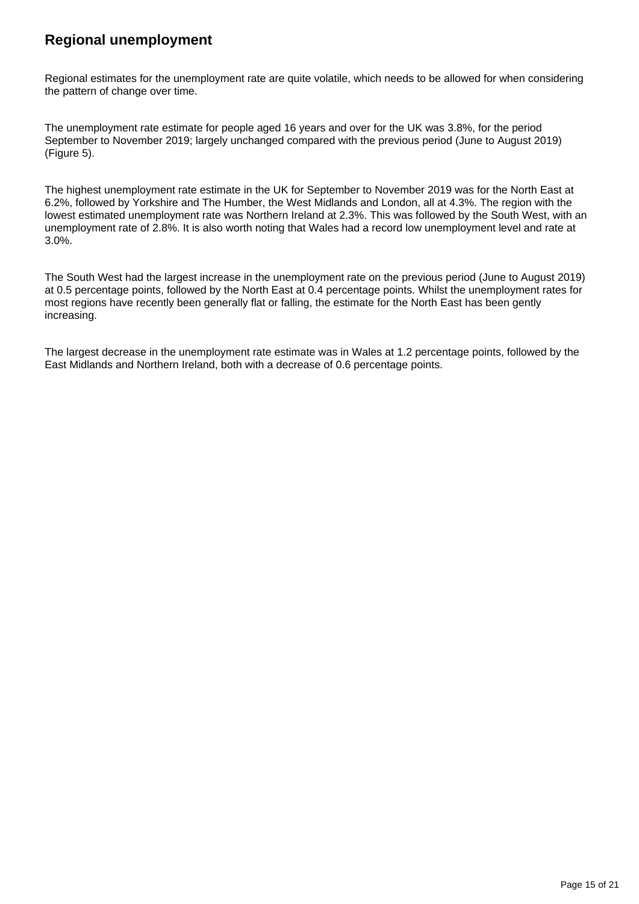## Regional unemployment

Regional estimates for the unemployment rate are quite volatile, which needs to be allowed for when considering the pattern of change over time.

The unemployment rate estimate for people aged 16 years and over for the UK was 3.8%, for the period September to November 2019; largely unchanged compared with the previous period (June to August 2019) (Figure 5).

The highest unemployment rate estimate in the UK for September to November 2019 was for the North East at 6.2%, followed by Yorkshire and The Humber, the West Midlands and London, all at 4.3%. The region with the lowest estimated unemployment rate was Northern Ireland at 2.3%. This was followed by the South West, with an unemployment rate of 2.8%. It is also worth noting that Wales had a record low unemployment level and rate at 3.0%.

The South West had the largest increase in the unemployment rate on the previous period (June to August 2019) at 0.5 percentage points, followed by the North East at 0.4 percentage points. Whilst the unemployment rates for most regions have recently been generally flat or falling, the estimate for the North East has been gently increasing.

The largest decrease in the unemployment rate estimate was in Wales at 1.2 percentage points, followed by the East Midlands and Northern Ireland, both with a decrease of 0.6 percentage points.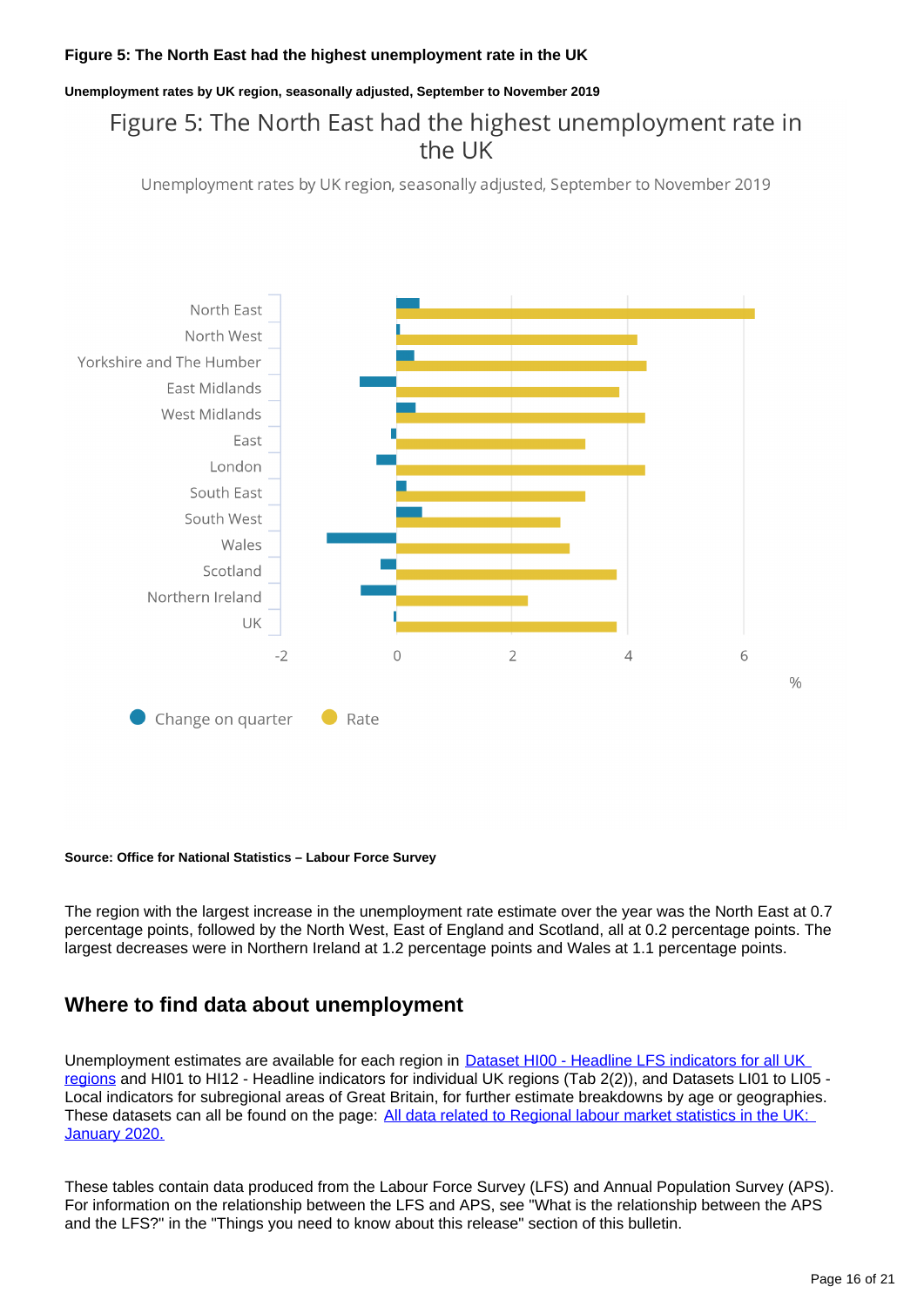**Figure 5: The North East had the highest unemployment rate in the UK**

**Unemployment rates by UK region, seasonally adjusted, September to November 2019**

**Source: Office for National Statistics – Labour Force Survey**

The region with the largest increase in the unemployment rate estimate over the year was the North East at 0.7 percentage points, followed by the North West, East of England and Scotland, all at 0.2 percentage points. The largest decreases were in Northern Ireland at 1.2 percentage points and Wales at 1.1 percentage points.

## Where to find data about unemployment

Unemployment estimates are available for each region in [Dataset HI00 - Headline LFS indicators for all UK regions]() and HI01 to HI12 - Headline indicators for individual UK regions (Tab 2(2)), and Datasets LI01 to LI05 - Local indicators for subregional areas of Great Britain, for further estimate breakdowns by age or geographies. These datasets can all be found on the page: [All data related to Regional labour market statistics in the UK: January 2020.]()

These tables contain data produced from the Labour Force Survey (LFS) and Annual Population Survey (APS). For information on the relationship between the LFS and APS, see "What is the relationship between the APS and the LFS?" in the "Things you need to know about this release" section of this bulletin.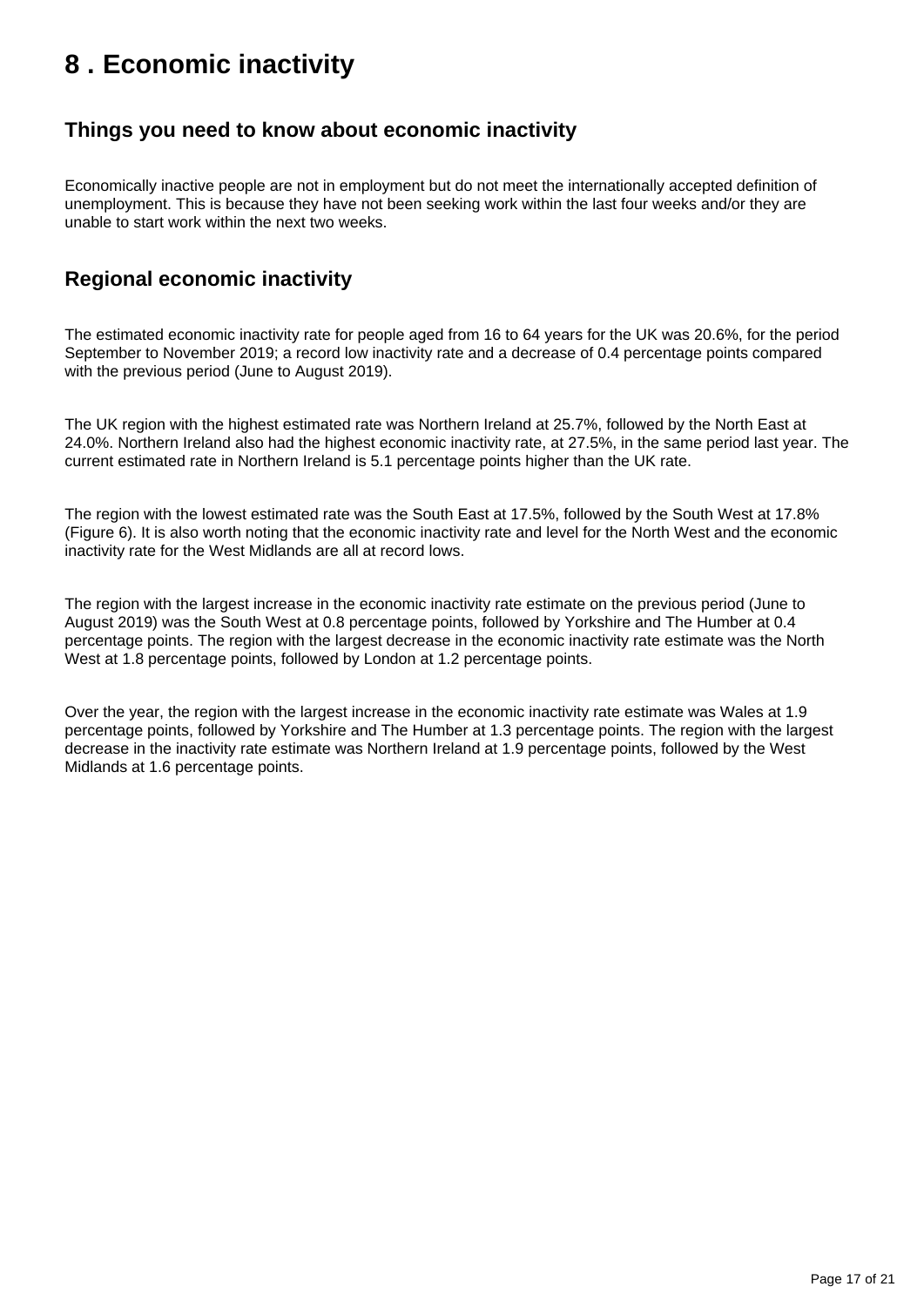# 8 . Economic inactivity

## Things you need to know about economic inactivity

Economically inactive people are not in employment but do not meet the internationally accepted definition of unemployment. This is because they have not been seeking work within the last four weeks and/or they are unable to start work within the next two weeks.

## Regional economic inactivity

The estimated economic inactivity rate for people aged from 16 to 64 years for the UK was 20.6%, for the period September to November 2019; a record low inactivity rate and a decrease of 0.4 percentage points compared with the previous period (June to August 2019).

The UK region with the highest estimated rate was Northern Ireland at 25.7%, followed by the North East at 24.0%. Northern Ireland also had the highest economic inactivity rate, at 27.5%, in the same period last year. The current estimated rate in Northern Ireland is 5.1 percentage points higher than the UK rate.

The region with the lowest estimated rate was the South East at 17.5%, followed by the South West at 17.8% (Figure 6). It is also worth noting that the economic inactivity rate and level for the North West and the economic inactivity rate for the West Midlands are all at record lows.

The region with the largest increase in the economic inactivity rate estimate on the previous period (June to August 2019) was the South West at 0.8 percentage points, followed by Yorkshire and The Humber at 0.4 percentage points. The region with the largest decrease in the economic inactivity rate estimate was the North West at 1.8 percentage points, followed by London at 1.2 percentage points.

Over the year, the region with the largest increase in the economic inactivity rate estimate was Wales at 1.9 percentage points, followed by Yorkshire and The Humber at 1.3 percentage points. The region with the largest decrease in the inactivity rate estimate was Northern Ireland at 1.9 percentage points, followed by the West Midlands at 1.6 percentage points.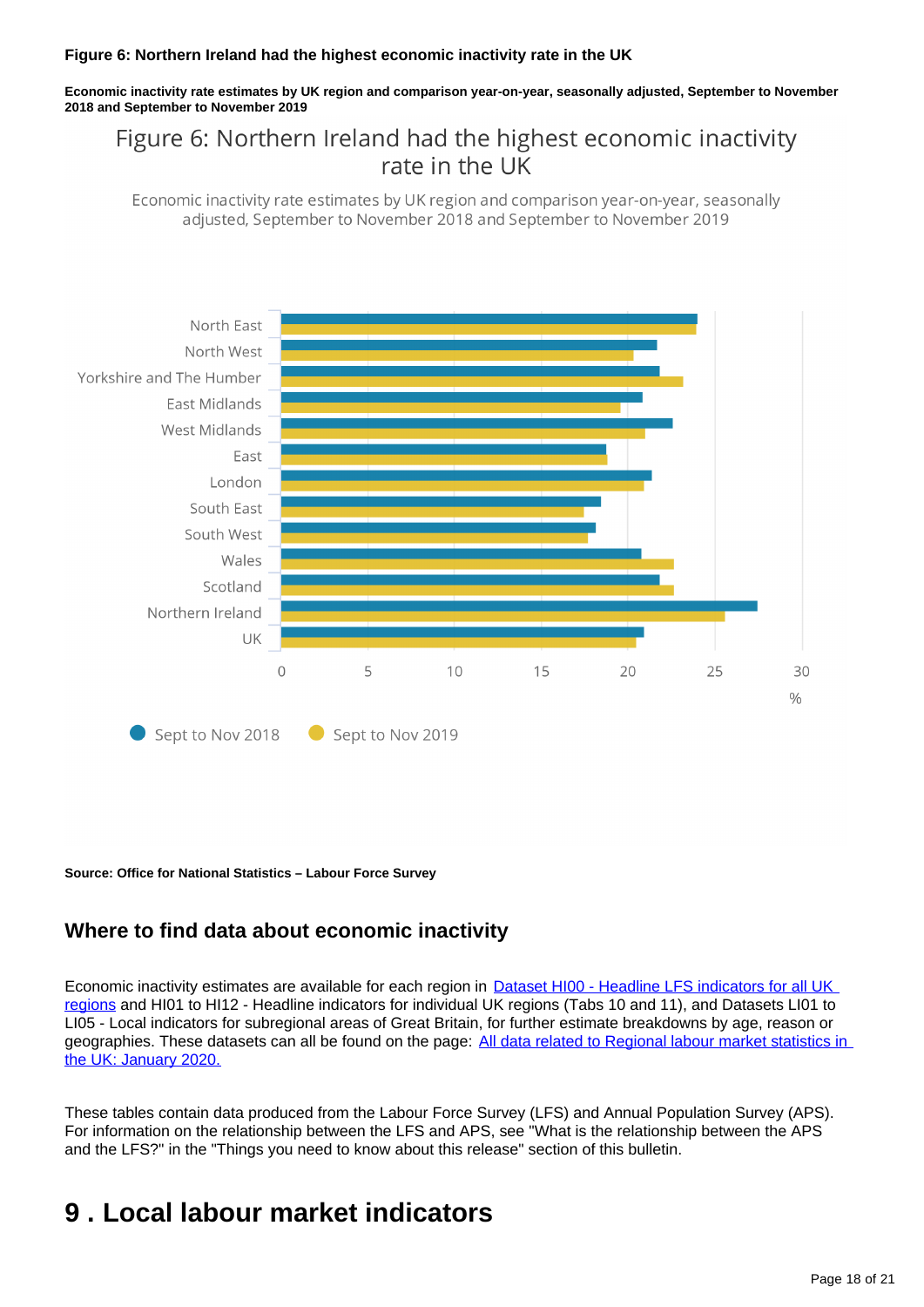**Figure 6: Northern Ireland had the highest economic inactivity rate in the UK**

**Economic inactivity rate estimates by UK region and comparison year-on-year, seasonally adjusted, September to November 2018 and September to November 2019**

Figure 6: Northern Ireland had the highest economic inactivity rate in the UK

Economic inactivity rate estimates by UK region and comparison year-on-year, seasonally adjusted, September to November 2018 and September to November 2019

North East
North West
Yorkshire and The Humber
East Midlands
West Midlands
East
London
South East
South West
Wales
Scotland
Northern Ireland
UK

0 5 10 15 20 25 30
%

Sept to Nov 2018   Sept to Nov 2019

**Source: Office for National Statistics – Labour Force Survey**

## Where to find data about economic inactivity

Economic inactivity estimates are available for each region in Dataset HI00 - Headline LFS indicators for all UK regions and HI01 to HI12 - Headline indicators for individual UK regions (Tabs 10 and 11), and Datasets LI01 to LI05 - Local indicators for subregional areas of Great Britain, for further estimate breakdowns by age, reason or geographies. These datasets can all be found on the page: All data related to Regional labour market statistics in the UK: January 2020.

These tables contain data produced from the Labour Force Survey (LFS) and Annual Population Survey (APS). For information on the relationship between the LFS and APS, see "What is the relationship between the APS and the LFS?" in the "Things you need to know about this release" section of this bulletin.

# 9 . Local labour market indicators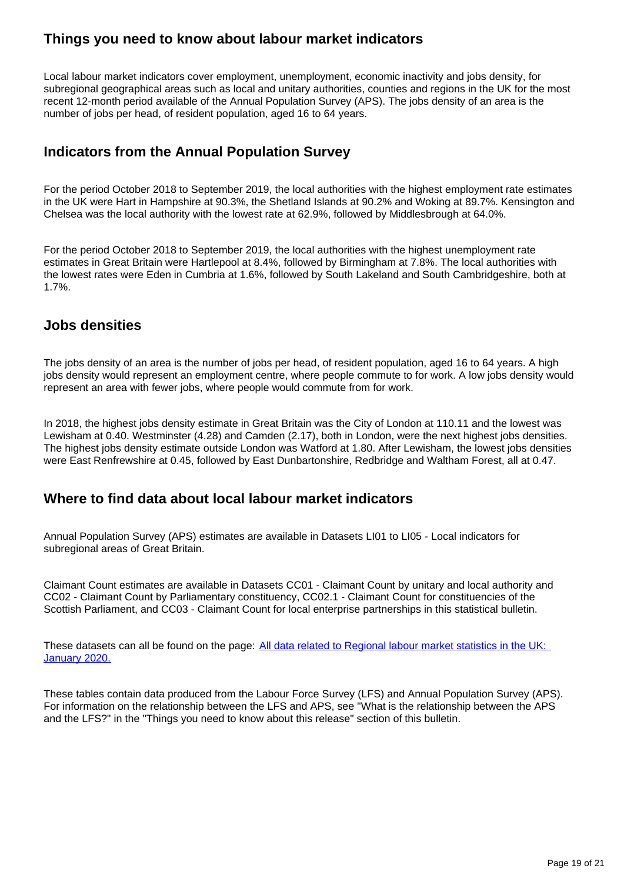## Things you need to know about labour market indicators

Local labour market indicators cover employment, unemployment, economic inactivity and jobs density, for subregional geographical areas such as local and unitary authorities, counties and regions in the UK for the most recent 12-month period available of the Annual Population Survey (APS). The jobs density of an area is the number of jobs per head, of resident population, aged 16 to 64 years.

## Indicators from the Annual Population Survey

For the period October 2018 to September 2019, the local authorities with the highest employment rate estimates in the UK were Hart in Hampshire at 90.3%, the Shetland Islands at 90.2% and Woking at 89.7%. Kensington and Chelsea was the local authority with the lowest rate at 62.9%, followed by Middlesbrough at 64.0%.

For the period October 2018 to September 2019, the local authorities with the highest unemployment rate estimates in Great Britain were Hartlepool at 8.4%, followed by Birmingham at 7.8%. The local authorities with the lowest rates were Eden in Cumbria at 1.6%, followed by South Lakeland and South Cambridgeshire, both at 1.7%.

## Jobs densities

The jobs density of an area is the number of jobs per head, of resident population, aged 16 to 64 years. A high jobs density would represent an employment centre, where people commute to for work. A low jobs density would represent an area with fewer jobs, where people would commute from for work.

In 2018, the highest jobs density estimate in Great Britain was the City of London at 110.11 and the lowest was Lewisham at 0.40. Westminster (4.28) and Camden (2.17), both in London, were the next highest jobs densities. The highest jobs density estimate outside London was Watford at 1.80. After Lewisham, the lowest jobs densities were East Renfrewshire at 0.45, followed by East Dunbartonshire, Redbridge and Waltham Forest, all at 0.47.

## Where to find data about local labour market indicators

Annual Population Survey (APS) estimates are available in Datasets LI01 to LI05 - Local indicators for subregional areas of Great Britain.

Claimant Count estimates are available in Datasets CC01 - Claimant Count by unitary and local authority and CC02 - Claimant Count by Parliamentary constituency, CC02.1 - Claimant Count for constituencies of the Scottish Parliament, and CC03 - Claimant Count for local enterprise partnerships in this statistical bulletin.

These datasets can all be found on the page: [All data related to Regional labour market statistics in the UK: January 2020.]

These tables contain data produced from the Labour Force Survey (LFS) and Annual Population Survey (APS). For information on the relationship between the LFS and APS, see "What is the relationship between the APS and the LFS?" in the "Things you need to know about this release" section of this bulletin.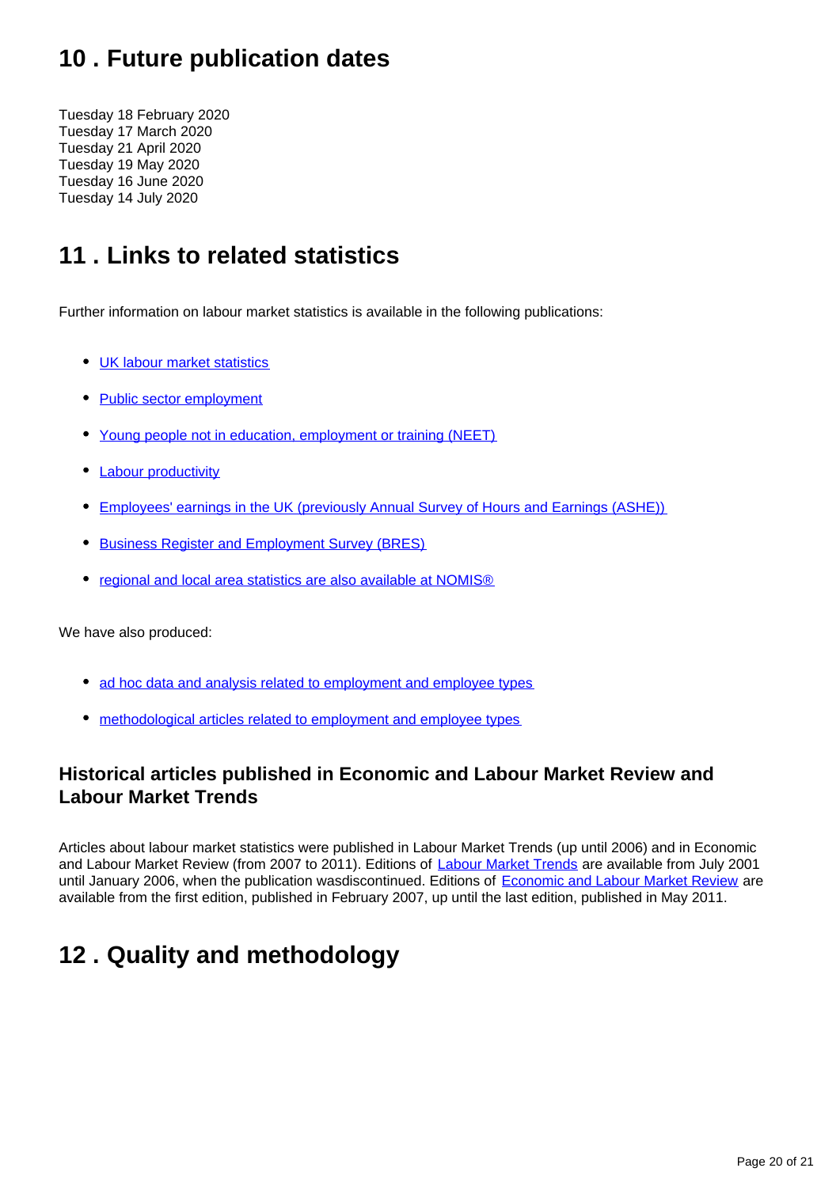## 10 . Future publication dates

Tuesday 18 February 2020
Tuesday 17 March 2020
Tuesday 21 April 2020
Tuesday 19 May 2020
Tuesday 16 June 2020
Tuesday 14 July 2020

## 11 . Links to related statistics

Further information on labour market statistics is available in the following publications:

- UK labour market statistics
- Public sector employment
- Young people not in education, employment or training (NEET)
- Labour productivity
- Employees' earnings in the UK (previously Annual Survey of Hours and Earnings (ASHE))
- Business Register and Employment Survey (BRES)
- regional and local area statistics are also available at NOMIS®

We have also produced:

- ad hoc data and analysis related to employment and employee types
- methodological articles related to employment and employee types

### Historical articles published in Economic and Labour Market Review and Labour Market Trends

Articles about labour market statistics were published in Labour Market Trends (up until 2006) and in Economic and Labour Market Review (from 2007 to 2011). Editions of Labour Market Trends are available from July 2001 until January 2006, when the publication wasdiscontinued. Editions of Economic and Labour Market Review are available from the first edition, published in February 2007, up until the last edition, published in May 2011.

## 12 . Quality and methodology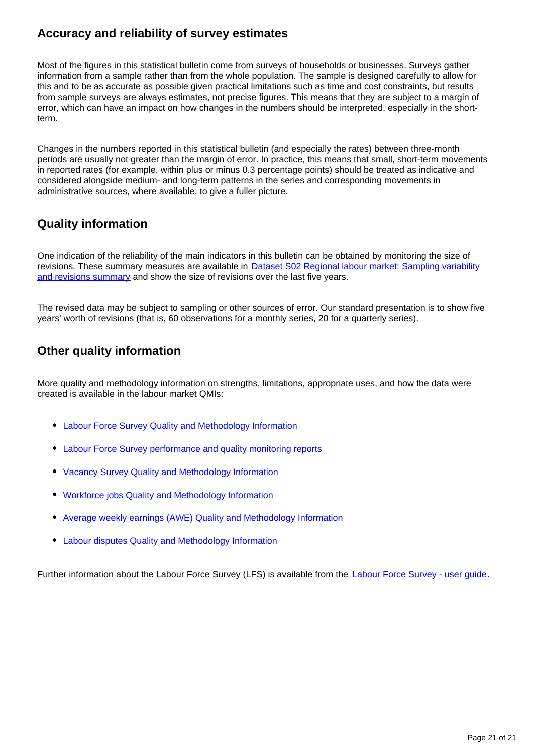## Accuracy and reliability of survey estimates

Most of the figures in this statistical bulletin come from surveys of households or businesses. Surveys gather information from a sample rather than from the whole population. The sample is designed carefully to allow for this and to be as accurate as possible given practical limitations such as time and cost constraints, but results from sample surveys are always estimates, not precise figures. This means that they are subject to a margin of error, which can have an impact on how changes in the numbers should be interpreted, especially in the short-term.

Changes in the numbers reported in this statistical bulletin (and especially the rates) between three-month periods are usually not greater than the margin of error. In practice, this means that small, short-term movements in reported rates (for example, within plus or minus 0.3 percentage points) should be treated as indicative and considered alongside medium- and long-term patterns in the series and corresponding movements in administrative sources, where available, to give a fuller picture.

## Quality information

One indication of the reliability of the main indicators in this bulletin can be obtained by monitoring the size of revisions. These summary measures are available in [Dataset S02 Regional labour market: Sampling variability and revisions summary]() and show the size of revisions over the last five years.

The revised data may be subject to sampling or other sources of error. Our standard presentation is to show five years' worth of revisions (that is, 60 observations for a monthly series, 20 for a quarterly series).

## Other quality information

More quality and methodology information on strengths, limitations, appropriate uses, and how the data were created is available in the labour market QMIs:

- [Labour Force Survey Quality and Methodology Information]()
- [Labour Force Survey performance and quality monitoring reports]()
- [Vacancy Survey Quality and Methodology Information]()
- [Workforce jobs Quality and Methodology Information]()
- [Average weekly earnings (AWE) Quality and Methodology Information]()
- [Labour disputes Quality and Methodology Information]()

Further information about the Labour Force Survey (LFS) is available from the [Labour Force Survey - user guide]().